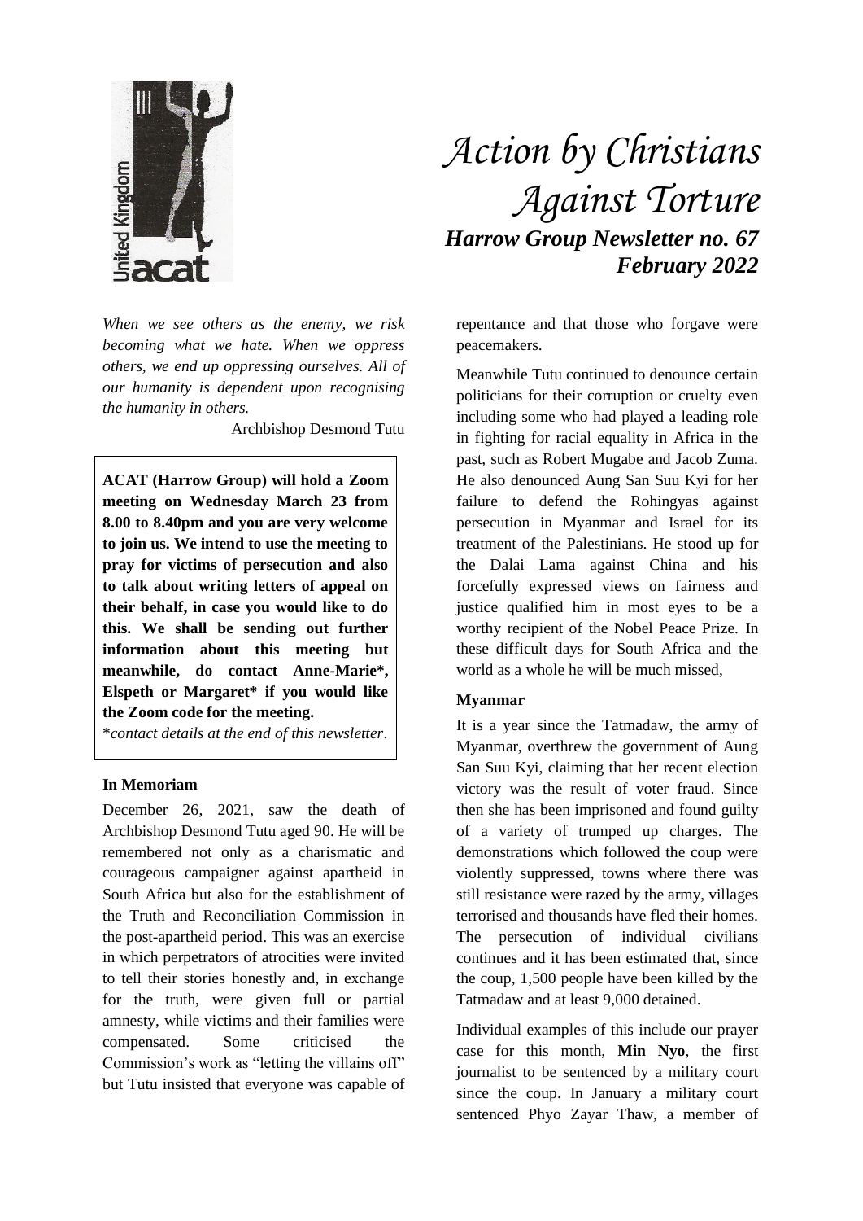# Action by Christians Against Torture

## *Harrow Group Newsletter no. 67*
## *February 2022*

*When we see others as the enemy, we risk becoming what we hate. When we oppress others, we end up oppressing ourselves. All of our humanity is dependent upon recognising the humanity in others.*

Archbishop Desmond Tutu

**ACAT (Harrow Group) will hold a Zoom meeting on Wednesday March 23 from 8.00 to 8.40pm and you are very welcome to join us. We intend to use the meeting to pray for victims of persecution and also to talk about writing letters of appeal on their behalf, in case you would like to do this. We shall be sending out further information about this meeting but meanwhile, do contact Anne-Marie*, Elspeth or Margaret* if you would like the Zoom code for the meeting.**

**contact details at the end of this newsletter*.

### In Memoriam

December 26, 2021, saw the death of Archbishop Desmond Tutu aged 90. He will be remembered not only as a charismatic and courageous campaigner against apartheid in South Africa but also for the establishment of the Truth and Reconciliation Commission in the post-apartheid period. This was an exercise in which perpetrators of atrocities were invited to tell their stories honestly and, in exchange for the truth, were given full or partial amnesty, while victims and their families were compensated. Some criticised the Commission's work as "letting the villains off" but Tutu insisted that everyone was capable of repentance and that those who forgave were peacemakers.

Meanwhile Tutu continued to denounce certain politicians for their corruption or cruelty even including some who had played a leading role in fighting for racial equality in Africa in the past, such as Robert Mugabe and Jacob Zuma. He also denounced Aung San Suu Kyi for her failure to defend the Rohingyas against persecution in Myanmar and Israel for its treatment of the Palestinians. He stood up for the Dalai Lama against China and his forcefully expressed views on fairness and justice qualified him in most eyes to be a worthy recipient of the Nobel Peace Prize. In these difficult days for South Africa and the world as a whole he will be much missed,

### Myanmar

It is a year since the Tatmadaw, the army of Myanmar, overthrew the government of Aung San Suu Kyi, claiming that her recent election victory was the result of voter fraud. Since then she has been imprisoned and found guilty of a variety of trumped up charges. The demonstrations which followed the coup were violently suppressed, towns where there was still resistance were razed by the army, villages terrorised and thousands have fled their homes. The persecution of individual civilians continues and it has been estimated that, since the coup, 1,500 people have been killed by the Tatmadaw and at least 9,000 detained.

Individual examples of this include our prayer case for this month, **Min Nyo**, the first journalist to be sentenced by a military court since the coup. In January a military court sentenced Phyo Zayar Thaw, a member of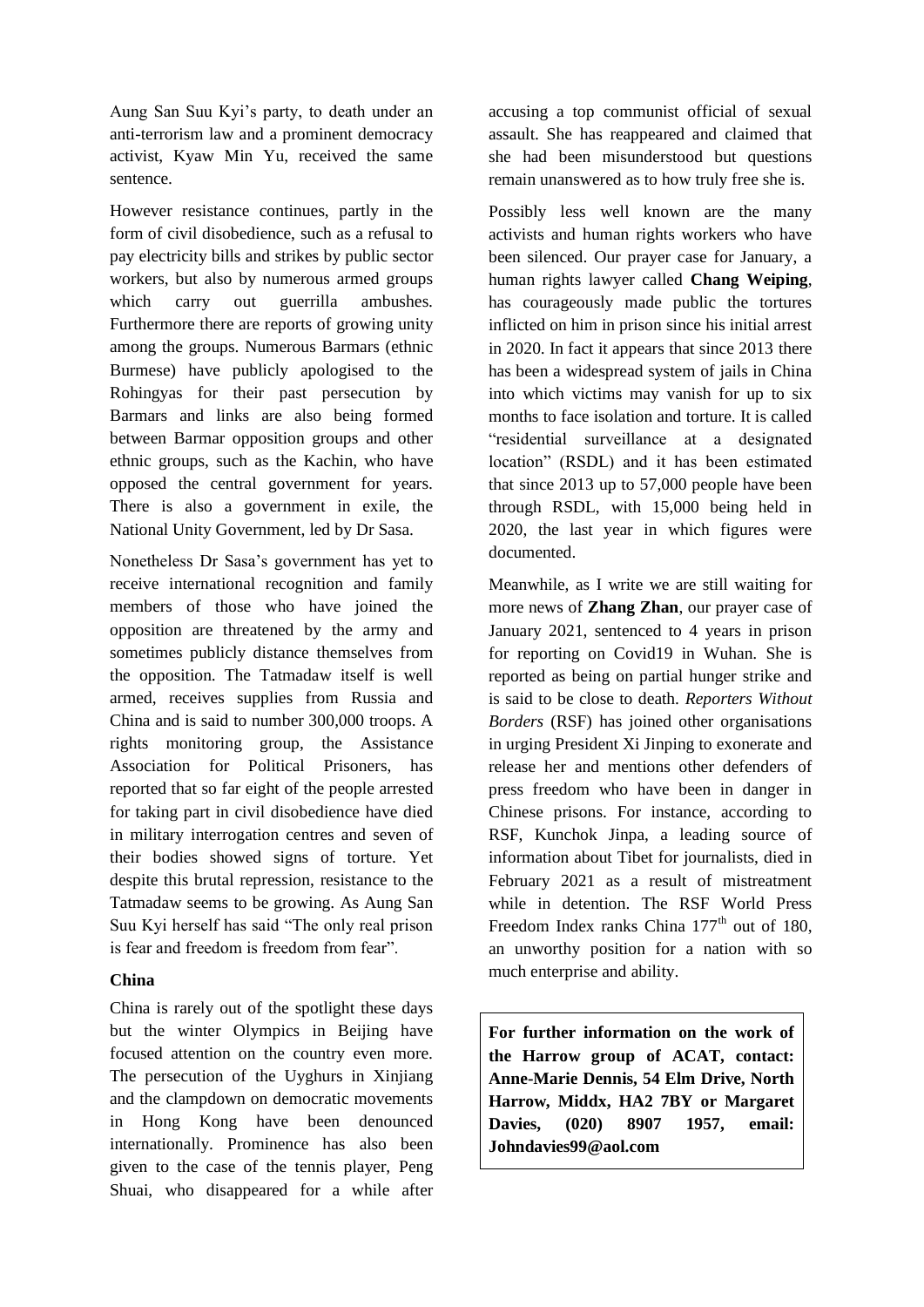Aung San Suu Kyi's party, to death under an anti-terrorism law and a prominent democracy activist, Kyaw Min Yu, received the same sentence.

However resistance continues, partly in the form of civil disobedience, such as a refusal to pay electricity bills and strikes by public sector workers, but also by numerous armed groups which carry out guerrilla ambushes. Furthermore there are reports of growing unity among the groups. Numerous Barmars (ethnic Burmese) have publicly apologised to the Rohingyas for their past persecution by Barmars and links are also being formed between Barmar opposition groups and other ethnic groups, such as the Kachin, who have opposed the central government for years. There is also a government in exile, the National Unity Government, led by Dr Sasa.

Nonetheless Dr Sasa's government has yet to receive international recognition and family members of those who have joined the opposition are threatened by the army and sometimes publicly distance themselves from the opposition. The Tatmadaw itself is well armed, receives supplies from Russia and China and is said to number 300,000 troops. A rights monitoring group, the Assistance Association for Political Prisoners, has reported that so far eight of the people arrested for taking part in civil disobedience have died in military interrogation centres and seven of their bodies showed signs of torture. Yet despite this brutal repression, resistance to the Tatmadaw seems to be growing. As Aung San Suu Kyi herself has said "The only real prison is fear and freedom is freedom from fear".

**China**

China is rarely out of the spotlight these days but the winter Olympics in Beijing have focused attention on the country even more. The persecution of the Uyghurs in Xinjiang and the clampdown on democratic movements in Hong Kong have been denounced internationally. Prominence has also been given to the case of the tennis player, Peng Shuai, who disappeared for a while after accusing a top communist official of sexual assault. She has reappeared and claimed that she had been misunderstood but questions remain unanswered as to how truly free she is.

Possibly less well known are the many activists and human rights workers who have been silenced. Our prayer case for January, a human rights lawyer called **Chang Weiping**, has courageously made public the tortures inflicted on him in prison since his initial arrest in 2020. In fact it appears that since 2013 there has been a widespread system of jails in China into which victims may vanish for up to six months to face isolation and torture. It is called "residential surveillance at a designated location" (RSDL) and it has been estimated that since 2013 up to 57,000 people have been through RSDL, with 15,000 being held in 2020, the last year in which figures were documented.

Meanwhile, as I write we are still waiting for more news of **Zhang Zhan**, our prayer case of January 2021, sentenced to 4 years in prison for reporting on Covid19 in Wuhan. She is reported as being on partial hunger strike and is said to be close to death. *Reporters Without Borders* (RSF) has joined other organisations in urging President Xi Jinping to exonerate and release her and mentions other defenders of press freedom who have been in danger in Chinese prisons. For instance, according to RSF, Kunchok Jinpa, a leading source of information about Tibet for journalists, died in February 2021 as a result of mistreatment while in detention. The RSF World Press Freedom Index ranks China 177th out of 180, an unworthy position for a nation with so much enterprise and ability.

**For further information on the work of the Harrow group of ACAT, contact: Anne-Marie Dennis, 54 Elm Drive, North Harrow, Middx, HA2 7BY or Margaret Davies, (020) 8907 1957, email: Johndavies99@aol.com**